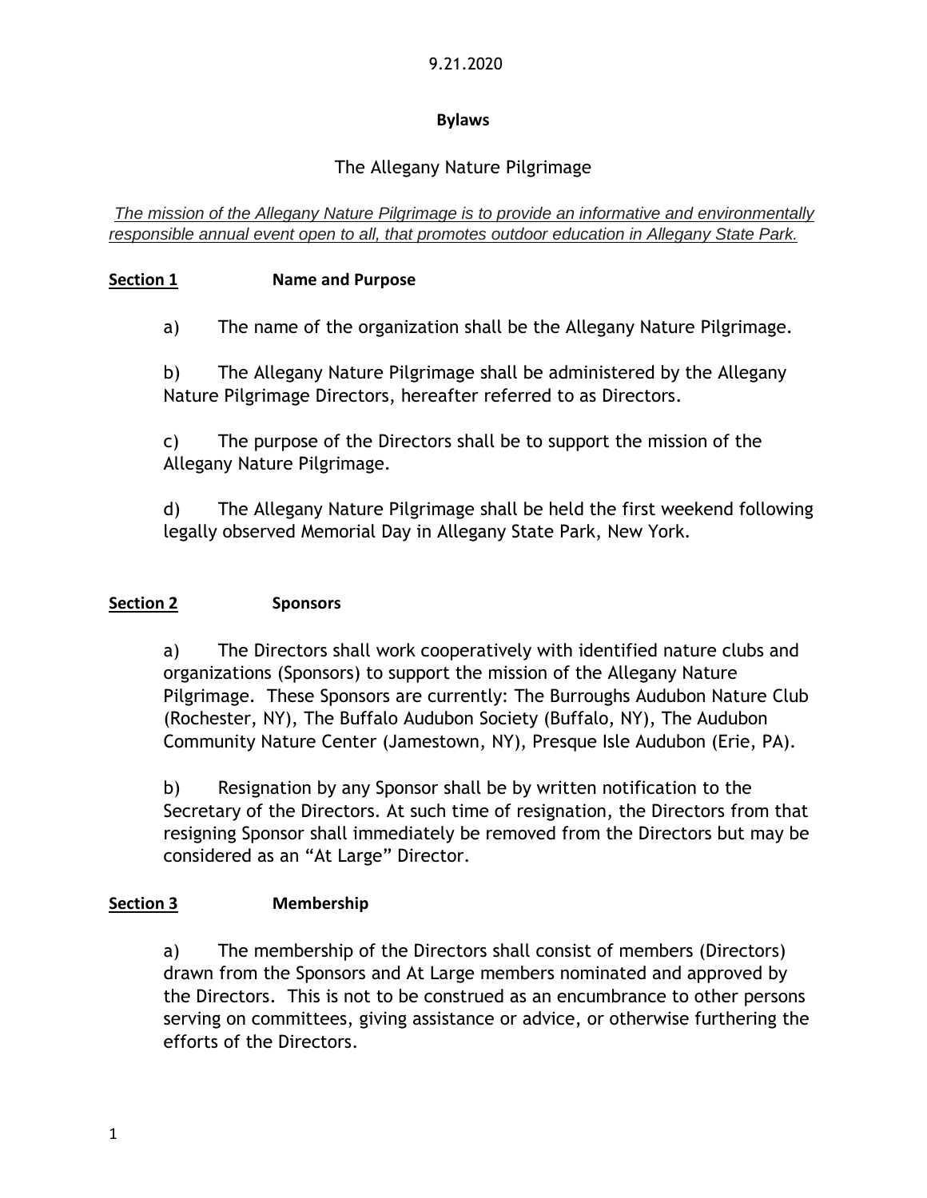9.21.2020

**Bylaws**

# The Allegany Nature Pilgrimage

*The mission of the Allegany Nature Pilgrimage is to provide an informative and environmentally responsible annual event open to all, that promotes outdoor education in Allegany State Park.*

## Section 1 Name and Purpose

a) The name of the organization shall be the Allegany Nature Pilgrimage.

b) The Allegany Nature Pilgrimage shall be administered by the Allegany Nature Pilgrimage Directors, hereafter referred to as Directors.

c) The purpose of the Directors shall be to support the mission of the Allegany Nature Pilgrimage.

d) The Allegany Nature Pilgrimage shall be held the first weekend following legally observed Memorial Day in Allegany State Park, New York.

## Section 2 Sponsors

a) The Directors shall work cooperatively with identified nature clubs and organizations (Sponsors) to support the mission of the Allegany Nature Pilgrimage. These Sponsors are currently: The Burroughs Audubon Nature Club (Rochester, NY), The Buffalo Audubon Society (Buffalo, NY), The Audubon Community Nature Center (Jamestown, NY), Presque Isle Audubon (Erie, PA).

b) Resignation by any Sponsor shall be by written notification to the Secretary of the Directors. At such time of resignation, the Directors from that resigning Sponsor shall immediately be removed from the Directors but may be considered as an "At Large" Director.

## Section 3 Membership

a) The membership of the Directors shall consist of members (Directors) drawn from the Sponsors and At Large members nominated and approved by the Directors. This is not to be construed as an encumbrance to other persons serving on committees, giving assistance or advice, or otherwise furthering the efforts of the Directors.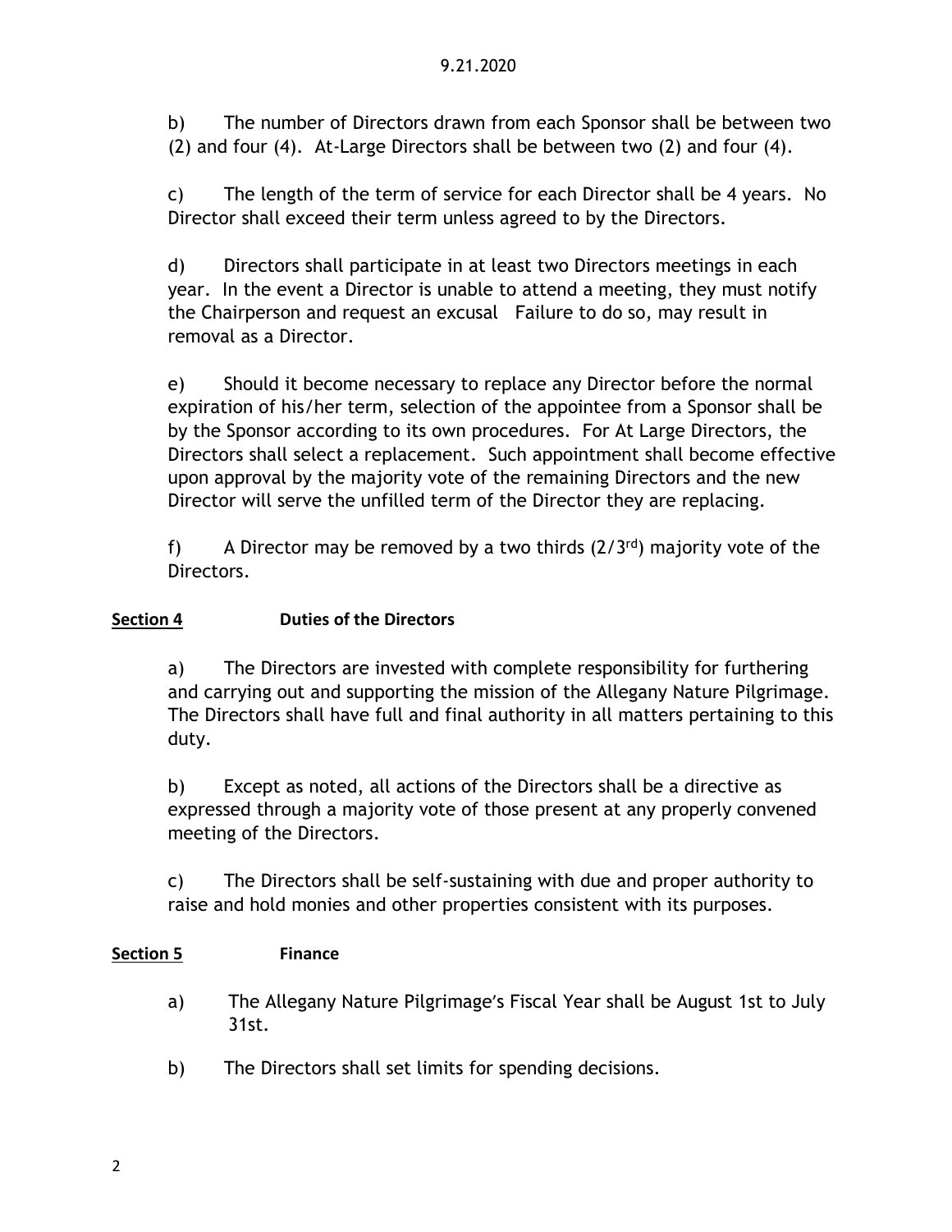b) The number of Directors drawn from each Sponsor shall be between two (2) and four (4). At-Large Directors shall be between two (2) and four (4).

c) The length of the term of service for each Director shall be 4 years. No Director shall exceed their term unless agreed to by the Directors.

d) Directors shall participate in at least two Directors meetings in each year. In the event a Director is unable to attend a meeting, they must notify the Chairperson and request an excusal Failure to do so, may result in removal as a Director.

e) Should it become necessary to replace any Director before the normal expiration of his/her term, selection of the appointee from a Sponsor shall be by the Sponsor according to its own procedures. For At Large Directors, the Directors shall select a replacement. Such appointment shall become effective upon approval by the majority vote of the remaining Directors and the new Director will serve the unfilled term of the Director they are replacing.

f) A Director may be removed by a two thirds (2/3rd) majority vote of the Directors.

**Section 4** **Duties of the Directors**

a) The Directors are invested with complete responsibility for furthering and carrying out and supporting the mission of the Allegany Nature Pilgrimage. The Directors shall have full and final authority in all matters pertaining to this duty.

b) Except as noted, all actions of the Directors shall be a directive as expressed through a majority vote of those present at any properly convened meeting of the Directors.

c) The Directors shall be self-sustaining with due and proper authority to raise and hold monies and other properties consistent with its purposes.

**Section 5** **Finance**

a) The Allegany Nature Pilgrimage's Fiscal Year shall be August 1st to July 31st.

b) The Directors shall set limits for spending decisions.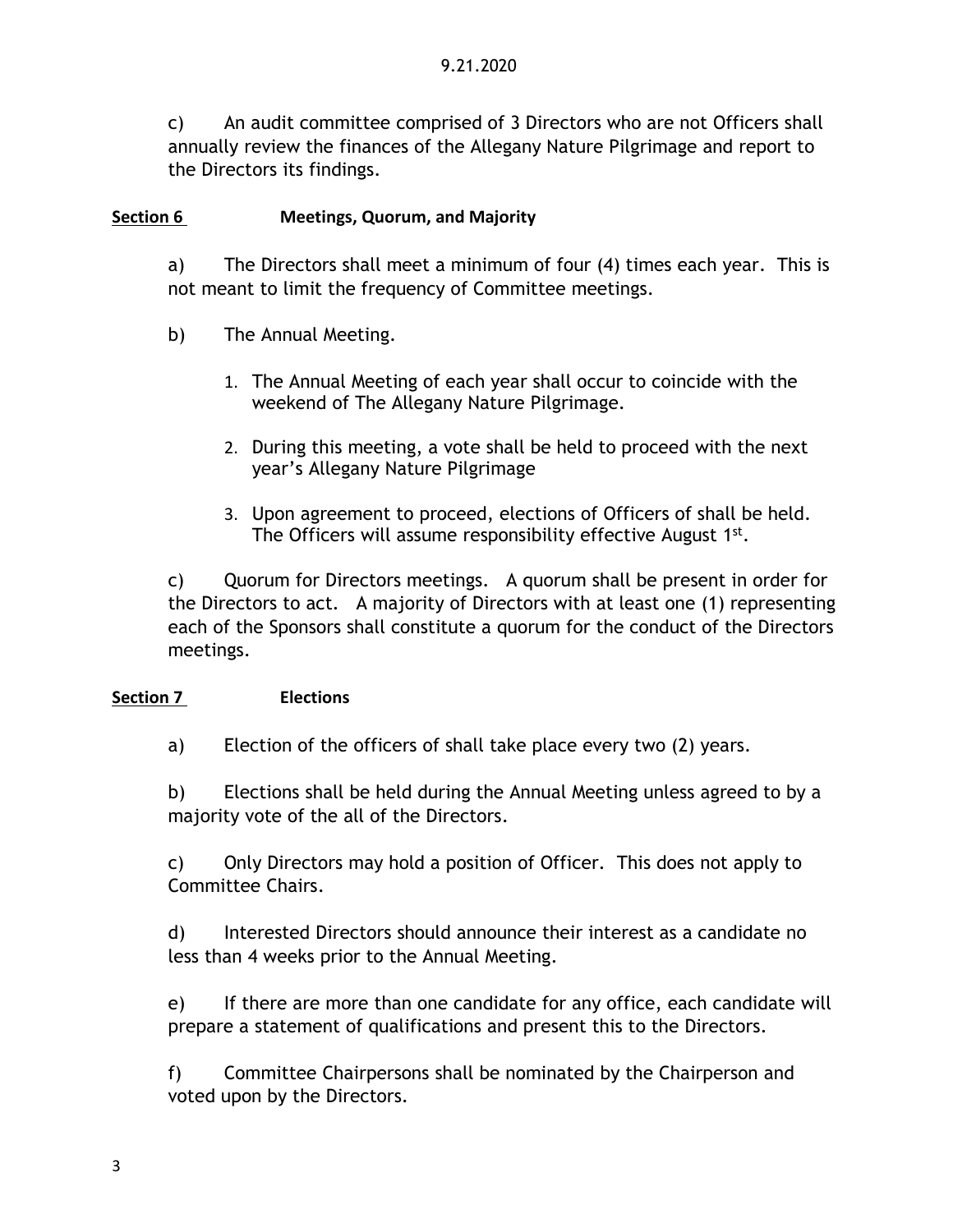c) An audit committee comprised of 3 Directors who are not Officers shall annually review the finances of the Allegany Nature Pilgrimage and report to the Directors its findings.

**Section 6 Meetings, Quorum, and Majority**

a) The Directors shall meet a minimum of four (4) times each year. This is not meant to limit the frequency of Committee meetings.

b) The Annual Meeting.

1. The Annual Meeting of each year shall occur to coincide with the weekend of The Allegany Nature Pilgrimage.
2. During this meeting, a vote shall be held to proceed with the next year's Allegany Nature Pilgrimage
3. Upon agreement to proceed, elections of Officers of shall be held. The Officers will assume responsibility effective August 1st.

c) Quorum for Directors meetings. A quorum shall be present in order for the Directors to act. A majority of Directors with at least one (1) representing each of the Sponsors shall constitute a quorum for the conduct of the Directors meetings.

**Section 7 Elections**

a) Election of the officers of shall take place every two (2) years.

b) Elections shall be held during the Annual Meeting unless agreed to by a majority vote of the all of the Directors.

c) Only Directors may hold a position of Officer. This does not apply to Committee Chairs.

d) Interested Directors should announce their interest as a candidate no less than 4 weeks prior to the Annual Meeting.

e) If there are more than one candidate for any office, each candidate will prepare a statement of qualifications and present this to the Directors.

f) Committee Chairpersons shall be nominated by the Chairperson and voted upon by the Directors.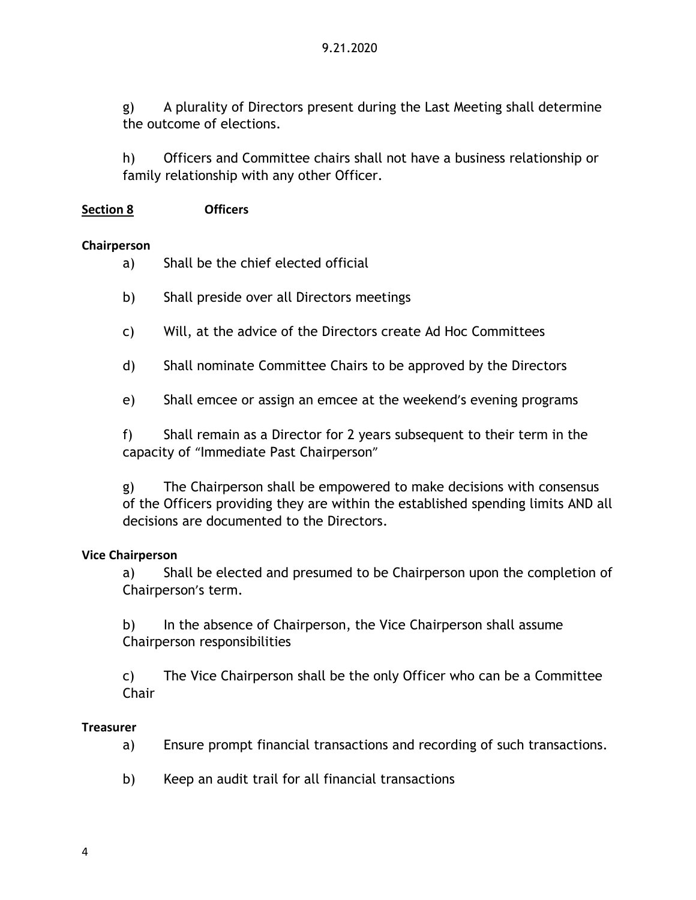g) A plurality of Directors present during the Last Meeting shall determine the outcome of elections.

h) Officers and Committee chairs shall not have a business relationship or family relationship with any other Officer.

## <u>Section 8</u> Officers

**Chairperson**

a) Shall be the chief elected official

b) Shall preside over all Directors meetings

c) Will, at the advice of the Directors create Ad Hoc Committees

d) Shall nominate Committee Chairs to be approved by the Directors

e) Shall emcee or assign an emcee at the weekend's evening programs

f) Shall remain as a Director for 2 years subsequent to their term in the capacity of "Immediate Past Chairperson"

g) The Chairperson shall be empowered to make decisions with consensus of the Officers providing they are within the established spending limits AND all decisions are documented to the Directors.

**Vice Chairperson**

a) Shall be elected and presumed to be Chairperson upon the completion of Chairperson's term.

b) In the absence of Chairperson, the Vice Chairperson shall assume Chairperson responsibilities

c) The Vice Chairperson shall be the only Officer who can be a Committee Chair

**Treasurer**

a) Ensure prompt financial transactions and recording of such transactions.

b) Keep an audit trail for all financial transactions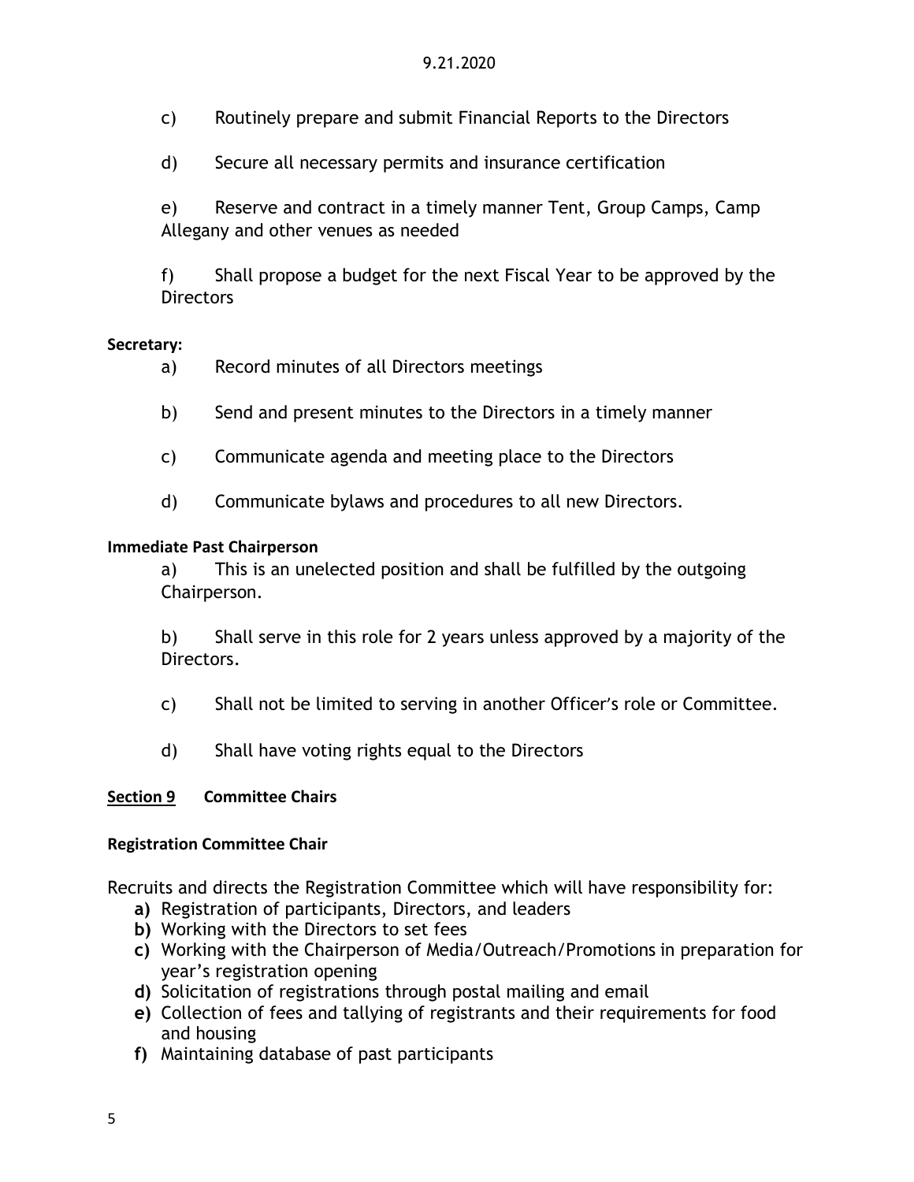c) Routinely prepare and submit Financial Reports to the Directors

d) Secure all necessary permits and insurance certification

e) Reserve and contract in a timely manner Tent, Group Camps, Camp Allegany and other venues as needed

f) Shall propose a budget for the next Fiscal Year to be approved by the Directors

**Secretary:**

a) Record minutes of all Directors meetings

b) Send and present minutes to the Directors in a timely manner

c) Communicate agenda and meeting place to the Directors

d) Communicate bylaws and procedures to all new Directors.

**Immediate Past Chairperson**

a) This is an unelected position and shall be fulfilled by the outgoing Chairperson.

b) Shall serve in this role for 2 years unless approved by a majority of the Directors.

c) Shall not be limited to serving in another Officer's role or Committee.

d) Shall have voting rights equal to the Directors

## <u>Section 9</u> Committee Chairs

**Registration Committee Chair**

Recruits and directs the Registration Committee which will have responsibility for:

- **a)** Registration of participants, Directors, and leaders
- **b)** Working with the Directors to set fees
- **c)** Working with the Chairperson of Media/Outreach/Promotions in preparation for year's registration opening
- **d)** Solicitation of registrations through postal mailing and email
- **e)** Collection of fees and tallying of registrants and their requirements for food and housing
- **f)** Maintaining database of past participants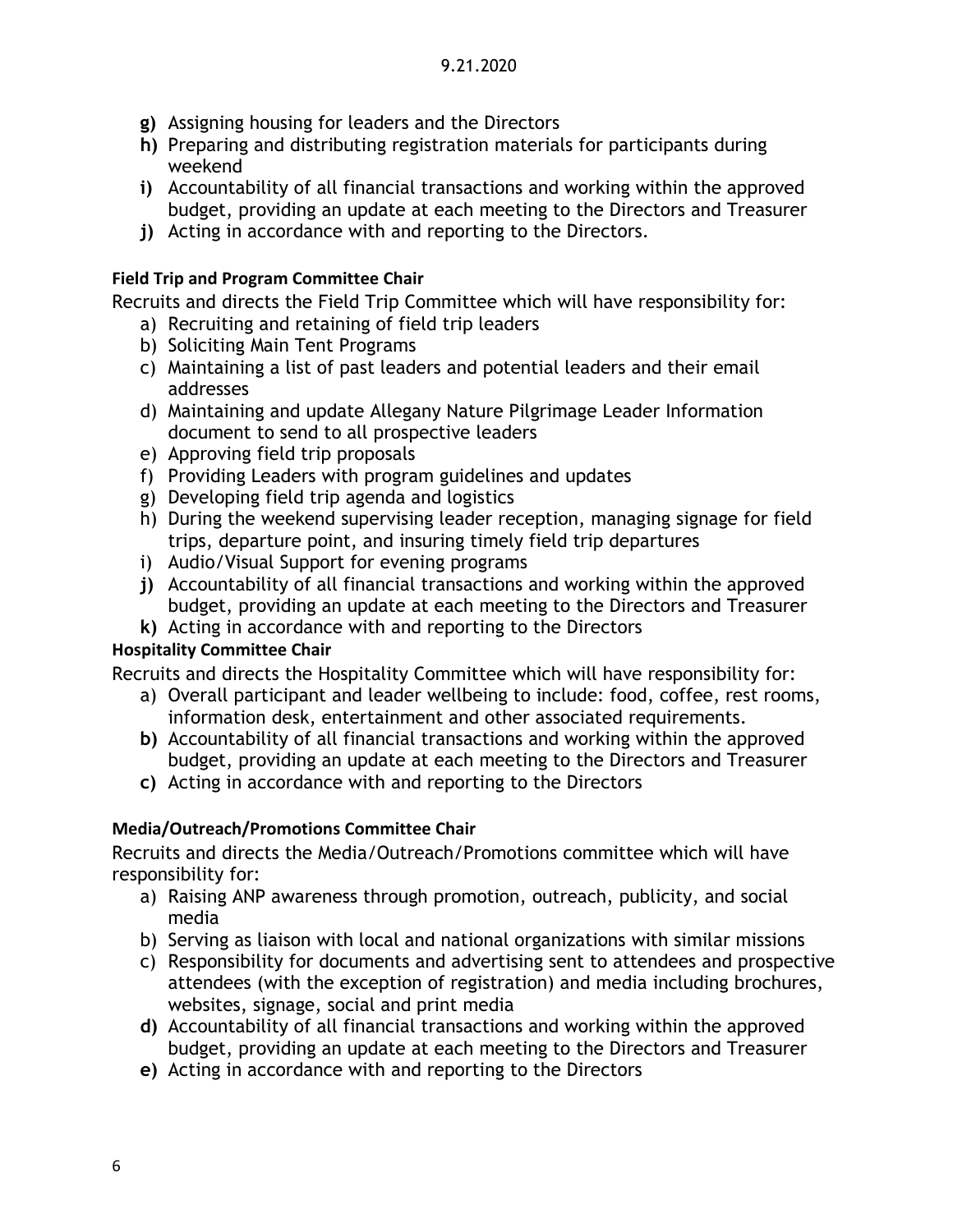g) Assigning housing for leaders and the Directors
h) Preparing and distributing registration materials for participants during weekend
i) Accountability of all financial transactions and working within the approved budget, providing an update at each meeting to the Directors and Treasurer
j) Acting in accordance with and reporting to the Directors.

**Field Trip and Program Committee Chair**

Recruits and directs the Field Trip Committee which will have responsibility for:

a) Recruiting and retaining of field trip leaders
b) Soliciting Main Tent Programs
c) Maintaining a list of past leaders and potential leaders and their email addresses
d) Maintaining and update Allegany Nature Pilgrimage Leader Information document to send to all prospective leaders
e) Approving field trip proposals
f) Providing Leaders with program guidelines and updates
g) Developing field trip agenda and logistics
h) During the weekend supervising leader reception, managing signage for field trips, departure point, and insuring timely field trip departures
i) Audio/Visual Support for evening programs
j) Accountability of all financial transactions and working within the approved budget, providing an update at each meeting to the Directors and Treasurer
k) Acting in accordance with and reporting to the Directors

**Hospitality Committee Chair**

Recruits and directs the Hospitality Committee which will have responsibility for:

a) Overall participant and leader wellbeing to include: food, coffee, rest rooms, information desk, entertainment and other associated requirements.
b) Accountability of all financial transactions and working within the approved budget, providing an update at each meeting to the Directors and Treasurer
c) Acting in accordance with and reporting to the Directors

**Media/Outreach/Promotions Committee Chair**

Recruits and directs the Media/Outreach/Promotions committee which will have responsibility for:

a) Raising ANP awareness through promotion, outreach, publicity, and social media
b) Serving as liaison with local and national organizations with similar missions
c) Responsibility for documents and advertising sent to attendees and prospective attendees (with the exception of registration) and media including brochures, websites, signage, social and print media
d) Accountability of all financial transactions and working within the approved budget, providing an update at each meeting to the Directors and Treasurer
e) Acting in accordance with and reporting to the Directors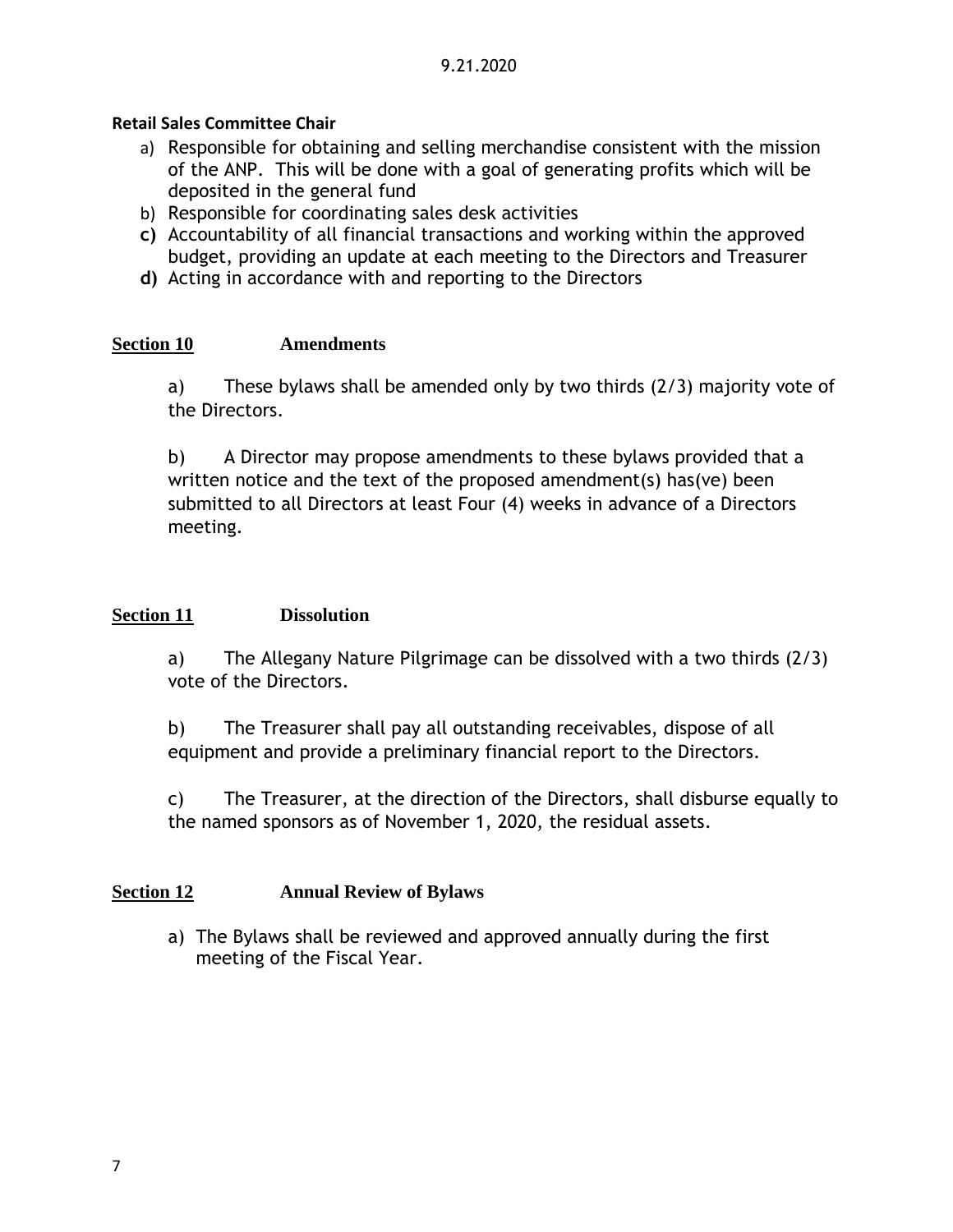**Retail Sales Committee Chair**

a) Responsible for obtaining and selling merchandise consistent with the mission of the ANP. This will be done with a goal of generating profits which will be deposited in the general fund
b) Responsible for coordinating sales desk activities
**c)** Accountability of all financial transactions and working within the approved budget, providing an update at each meeting to the Directors and Treasurer
**d)** Acting in accordance with and reporting to the Directors

## Section 10 Amendments

a) These bylaws shall be amended only by two thirds (2/3) majority vote of the Directors.

b) A Director may propose amendments to these bylaws provided that a written notice and the text of the proposed amendment(s) has(ve) been submitted to all Directors at least Four (4) weeks in advance of a Directors meeting.

## Section 11 Dissolution

a) The Allegany Nature Pilgrimage can be dissolved with a two thirds (2/3) vote of the Directors.

b) The Treasurer shall pay all outstanding receivables, dispose of all equipment and provide a preliminary financial report to the Directors.

c) The Treasurer, at the direction of the Directors, shall disburse equally to the named sponsors as of November 1, 2020, the residual assets.

## Section 12 Annual Review of Bylaws

a) The Bylaws shall be reviewed and approved annually during the first meeting of the Fiscal Year.